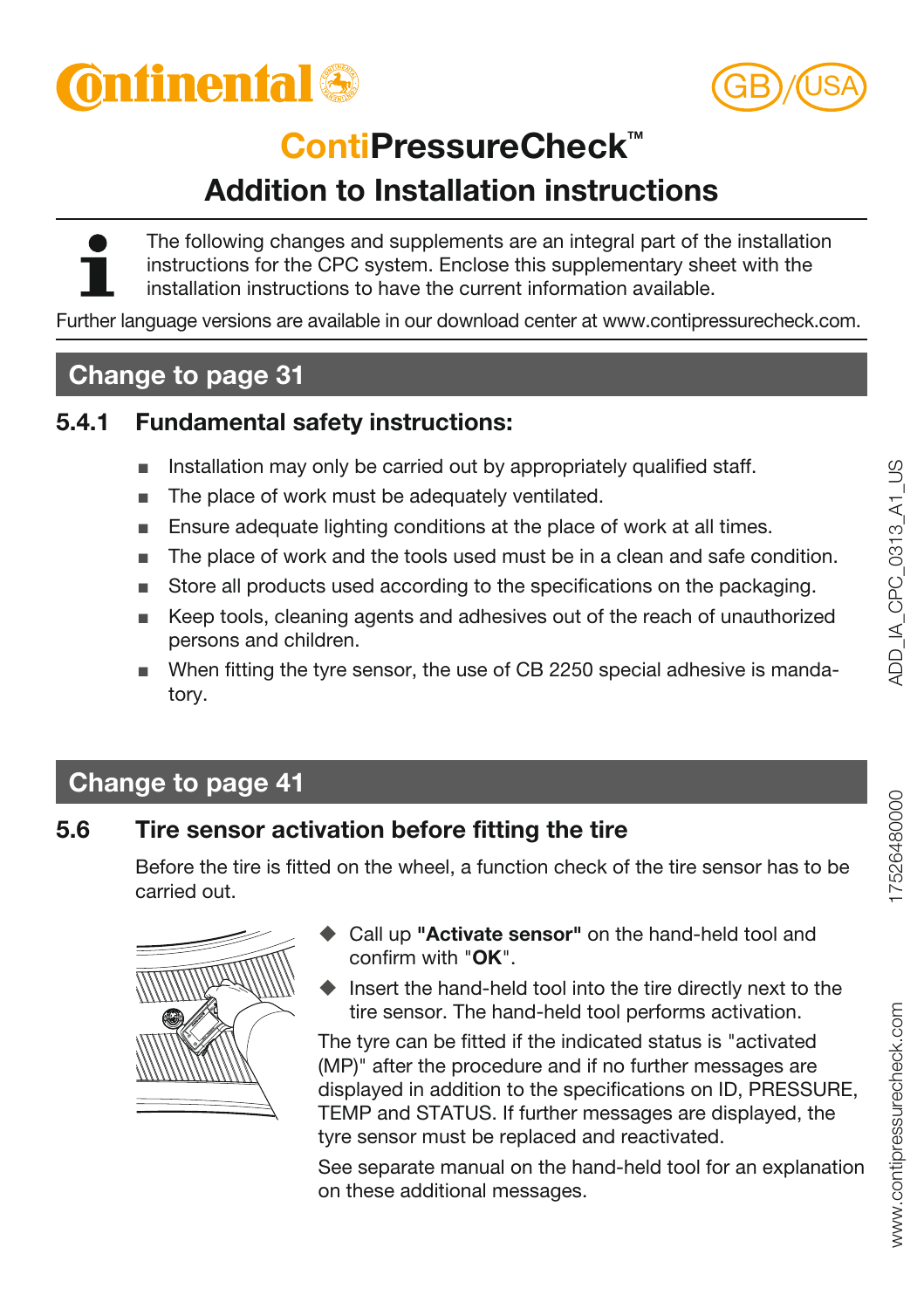# ContiPressureCheck™

## Addition to Installation instructions

The following changes and supplements are an integral part of the installation instructions for the CPC system. Enclose this supplementary sheet with the installation instructions to have the current information available.

Further language versions are available in our download center at www.contipressurecheck.com.

## Change to page 31

### 5.4.1 Fundamental safety instructions:

- Installation may only be carried out by appropriately qualified staff.
- The place of work must be adequately ventilated.
- Ensure adequate lighting conditions at the place of work at all times.
- The place of work and the tools used must be in a clean and safe condition.
- Store all products used according to the specifications on the packaging.
- Keep tools, cleaning agents and adhesives out of the reach of unauthorized persons and children.
- When fitting the tyre sensor, the use of CB 2250 special adhesive is mandatory.

## Change to page 41

### 5.6 Tire sensor activation before fitting the tire

Before the tire is fitted on the wheel, a function check of the tire sensor has to be carried out.

- Call up **"Activate sensor"** on the hand-held tool and confirm with "**OK**".
- Insert the hand-held tool into the tire directly next to the tire sensor. The hand-held tool performs activation.

The tyre can be fitted if the indicated status is "activated (MP)" after the procedure and if no further messages are displayed in addition to the specifications on ID, PRESSURE, TEMP and STATUS. If further messages are displayed, the tyre sensor must be replaced and reactivated.

See separate manual on the hand-held tool for an explanation on these additional messages.

ADD_IA_CPC_0313_A1_US

17526480000

www.contipressurecheck.com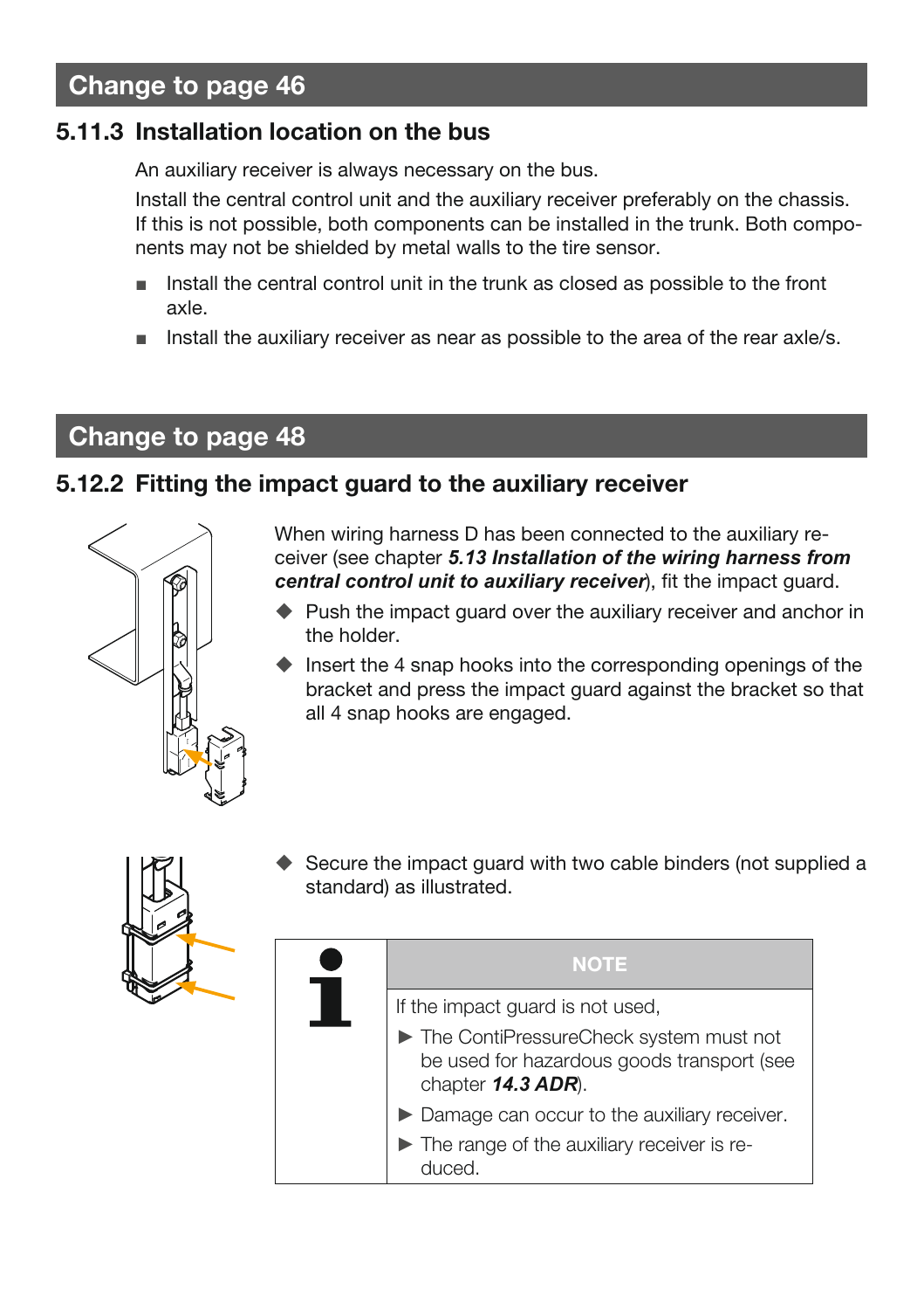## Change to page 46

### 5.11.3 Installation location on the bus

An auxiliary receiver is always necessary on the bus.

Install the central control unit and the auxiliary receiver preferably on the chassis. If this is not possible, both components can be installed in the trunk. Both components may not be shielded by metal walls to the tire sensor.

- Install the central control unit in the trunk as closed as possible to the front axle.
- Install the auxiliary receiver as near as possible to the area of the rear axle/s.

## Change to page 48

### 5.12.2 Fitting the impact guard to the auxiliary receiver

When wiring harness D has been connected to the auxiliary receiver (see chapter ***5.13 Installation of the wiring harness from central control unit to auxiliary receiver***), fit the impact guard.

- Push the impact guard over the auxiliary receiver and anchor in the holder.
- Insert the 4 snap hooks into the corresponding openings of the bracket and press the impact guard against the bracket so that all 4 snap hooks are engaged.
- Secure the impact guard with two cable binders (not supplied a standard) as illustrated.

| | NOTE |
|---|---|
| | If the impact guard is not used,<br>► The ContiPressureCheck system must not be used for hazardous goods transport (see chapter ***14.3 ADR***).<br>► Damage can occur to the auxiliary receiver.<br>► The range of the auxiliary receiver is reduced. |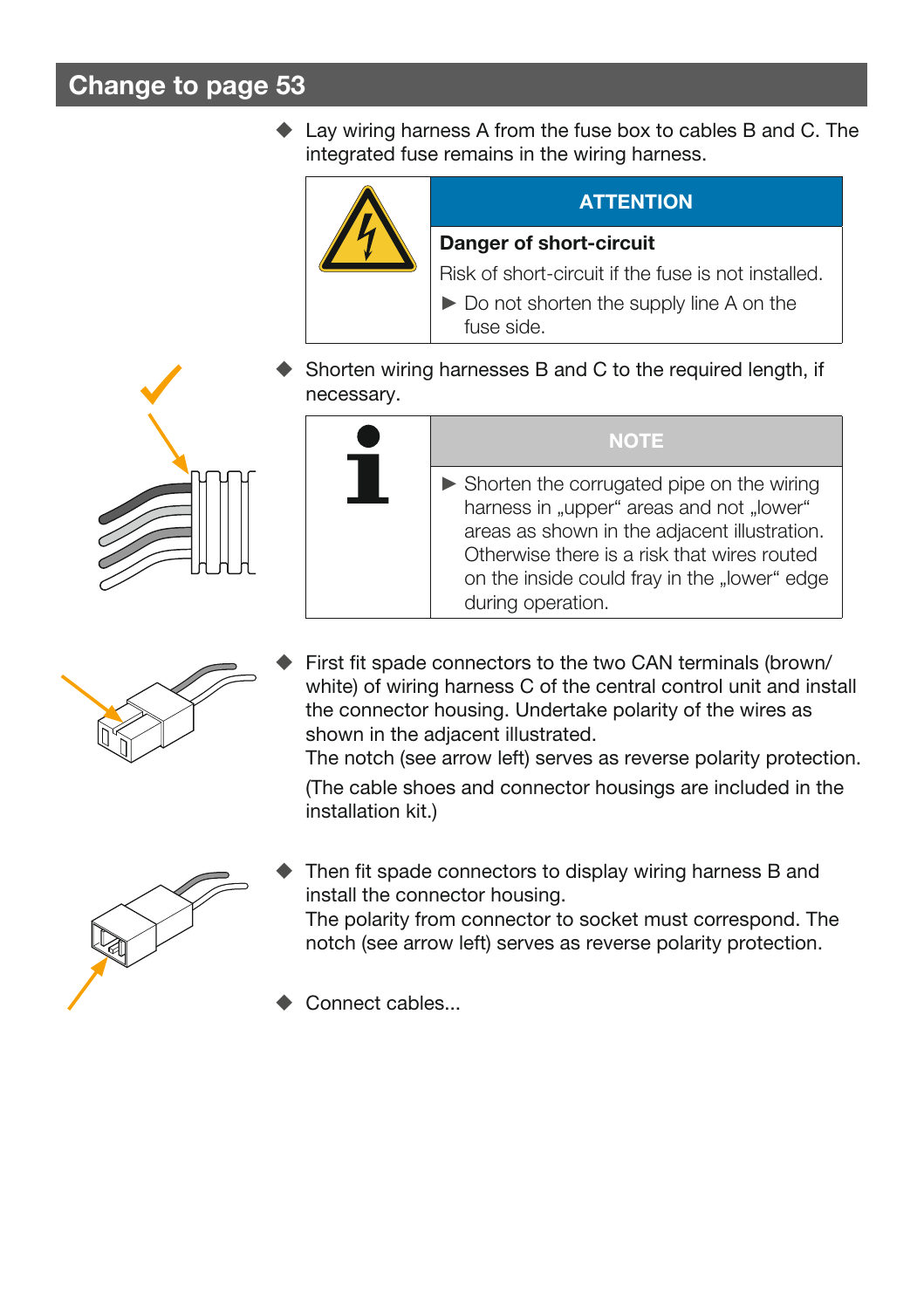## Change to page 53

- Lay wiring harness A from the fuse box to cables B and C. The integrated fuse remains in the wiring harness.

| | ATTENTION |
|---|---|
| | **Danger of short-circuit**<br>Risk of short-circuit if the fuse is not installed.<br>► Do not shorten the supply line A on the fuse side. |

- Shorten wiring harnesses B and C to the required length, if necessary.

| | NOTE |
|---|---|
| | ► Shorten the corrugated pipe on the wiring harness in „upper“ areas and not „lower“ areas as shown in the adjacent illustration. Otherwise there is a risk that wires routed on the inside could fray in the „lower“ edge during operation. |

- First fit spade connectors to the two CAN terminals (brown/white) of wiring harness C of the central control unit and install the connector housing. Undertake polarity of the wires as shown in the adjacent illustrated.
  The notch (see arrow left) serves as reverse polarity protection.

  (The cable shoes and connector housings are included in the installation kit.)

- Then fit spade connectors to display wiring harness B and install the connector housing.
  The polarity from connector to socket must correspond. The notch (see arrow left) serves as reverse polarity protection.

- Connect cables...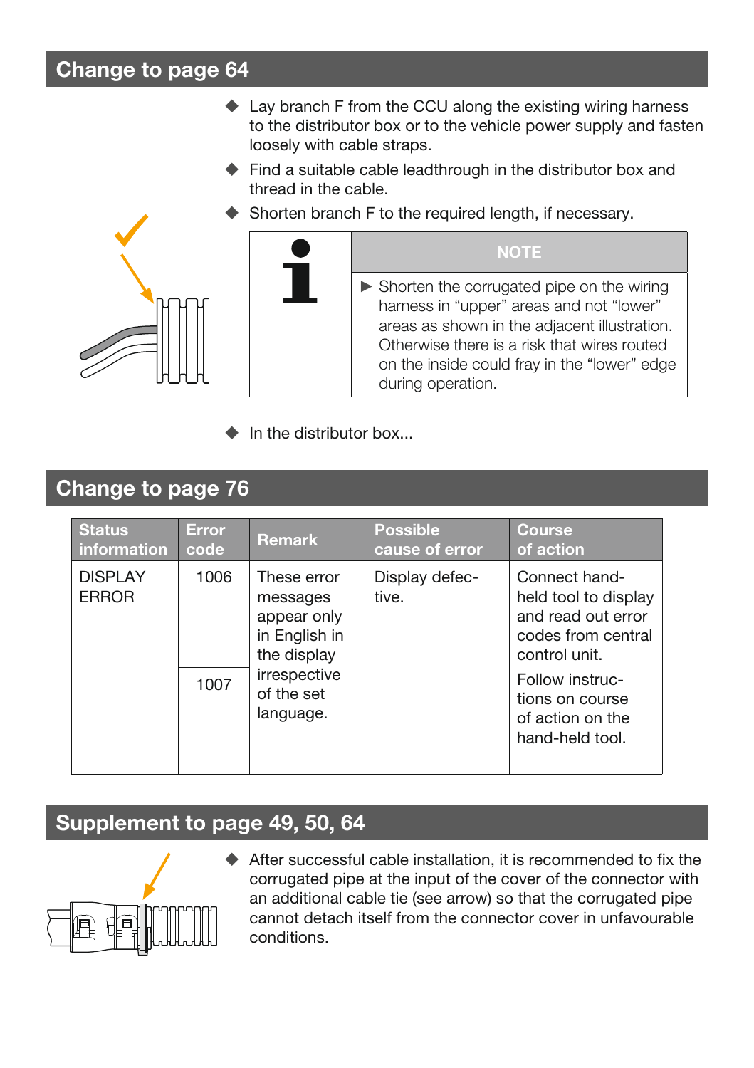## Change to page 64

- Lay branch F from the CCU along the existing wiring harness to the distributor box or to the vehicle power supply and fasten loosely with cable straps.
- Find a suitable cable leadthrough in the distributor box and thread in the cable.
- Shorten branch F to the required length, if necessary.

**NOTE**

▶ Shorten the corrugated pipe on the wiring harness in “upper” areas and not “lower” areas as shown in the adjacent illustration. Otherwise there is a risk that wires routed on the inside could fray in the “lower” edge during operation.

- In the distributor box...

## Change to page 76

| Status information | Error code | Remark | Possible cause of error | Course of action |
|---|---|---|---|---|
| DISPLAY ERROR | 1006 | These error messages appear only in English in the display irrespective of the set language. | Display defective. | Connect hand-held tool to display and read out error codes from central control unit. |
| | 1007 | | | Follow instructions on course of action on the hand-held tool. |

## Supplement to page 49, 50, 64

- After successful cable installation, it is recommended to fix the corrugated pipe at the input of the cover of the connector with an additional cable tie (see arrow) so that the corrugated pipe cannot detach itself from the connector cover in unfavourable conditions.